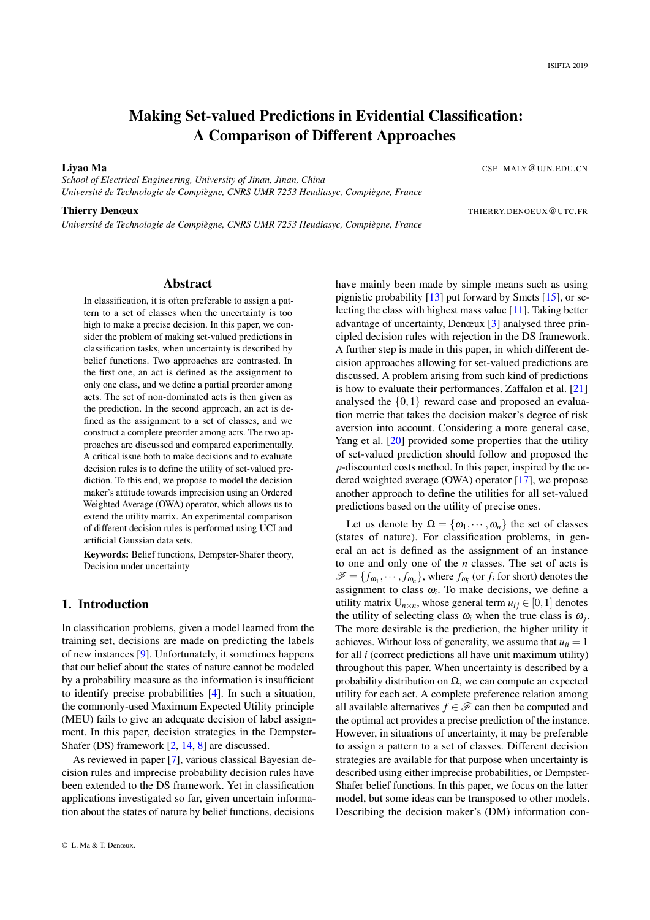# Making Set-valued Predictions in Evidential Classification: A Comparison of Different Approaches

**Liyao Ma** CSE_MALY@UJN.EDU.CN

*School of Electrical Engineering, University of Jinan, Jinan, China*
*Université de Technologie de Compiègne, CNRS UMR 7253 Heudiasyc, Compiègne, France*

**Thierry Denœux** THIERRY.DENOEUX@UTC.FR

*Université de Technologie de Compiègne, CNRS UMR 7253 Heudiasyc, Compiègne, France*

## Abstract

In classification, it is often preferable to assign a pattern to a set of classes when the uncertainty is too high to make a precise decision. In this paper, we consider the problem of making set-valued predictions in classification tasks, when uncertainty is described by belief functions. Two approaches are contrasted. In the first one, an act is defined as the assignment to only one class, and we define a partial preorder among acts. The set of non-dominated acts is then given as the prediction. In the second approach, an act is defined as the assignment to a set of classes, and we construct a complete preorder among acts. The two approaches are discussed and compared experimentally. A critical issue both to make decisions and to evaluate decision rules is to define the utility of set-valued prediction. To this end, we propose to model the decision maker's attitude towards imprecision using an Ordered Weighted Average (OWA) operator, which allows us to extend the utility matrix. An experimental comparison of different decision rules is performed using UCI and artificial Gaussian data sets.

**Keywords:** Belief functions, Dempster-Shafer theory, Decision under uncertainty

## 1. Introduction

In classification problems, given a model learned from the training set, decisions are made on predicting the labels of new instances [9]. Unfortunately, it sometimes happens that our belief about the states of nature cannot be modeled by a probability measure as the information is insufficient to identify precise probabilities [4]. In such a situation, the commonly-used Maximum Expected Utility principle (MEU) fails to give an adequate decision of label assignment. In this paper, decision strategies in the Dempster-Shafer (DS) framework [2, 14, 8] are discussed.

As reviewed in paper [7], various classical Bayesian decision rules and imprecise probability decision rules have been extended to the DS framework. Yet in classification applications investigated so far, given uncertain information about the states of nature by belief functions, decisions have mainly been made by simple means such as using pignistic probability [13] put forward by Smets [15], or selecting the class with highest mass value [11]. Taking better advantage of uncertainty, Denœux [3] analysed three principled decision rules with rejection in the DS framework. A further step is made in this paper, in which different decision approaches allowing for set-valued predictions are discussed. A problem arising from such kind of predictions is how to evaluate their performances. Zaffalon et al. [21] analysed the $\{0,1\}$ reward case and proposed an evaluation metric that takes the decision maker's degree of risk aversion into account. Considering a more general case, Yang et al. [20] provided some properties that the utility of set-valued prediction should follow and proposed the $p$-discounted costs method. In this paper, inspired by the ordered weighted average (OWA) operator [17], we propose another approach to define the utilities for all set-valued predictions based on the utility of precise ones.

Let us denote by $\Omega = \{\omega_1, \cdots, \omega_n\}$ the set of classes (states of nature). For classification problems, in general an act is defined as the assignment of an instance to one and only one of the $n$ classes. The set of acts is $\mathscr{F} = \{f_{\omega_1}, \cdots, f_{\omega_n}\}$, where $f_{\omega_i}$ (or $f_i$ for short) denotes the assignment to class $\omega_i$. To make decisions, we define a utility matrix $\mathbb{U}_{n\times n}$, whose general term $u_{ij} \in [0,1]$ denotes the utility of selecting class $\omega_i$ when the true class is $\omega_j$. The more desirable is the prediction, the higher utility it achieves. Without loss of generality, we assume that $u_{ii} = 1$ for all $i$ (correct predictions all have unit maximum utility) throughout this paper. When uncertainty is described by a probability distribution on $\Omega$, we can compute an expected utility for each act. A complete preference relation among all available alternatives $f \in \mathscr{F}$ can then be computed and the optimal act provides a precise prediction of the instance. However, in situations of uncertainty, it may be preferable to assign a pattern to a set of classes. Different decision strategies are available for that purpose when uncertainty is described using either imprecise probabilities, or Dempster-Shafer belief functions. In this paper, we focus on the latter model, but some ideas can be transposed to other models. Describing the decision maker's (DM) information con-

© L. Ma & T. Denœux.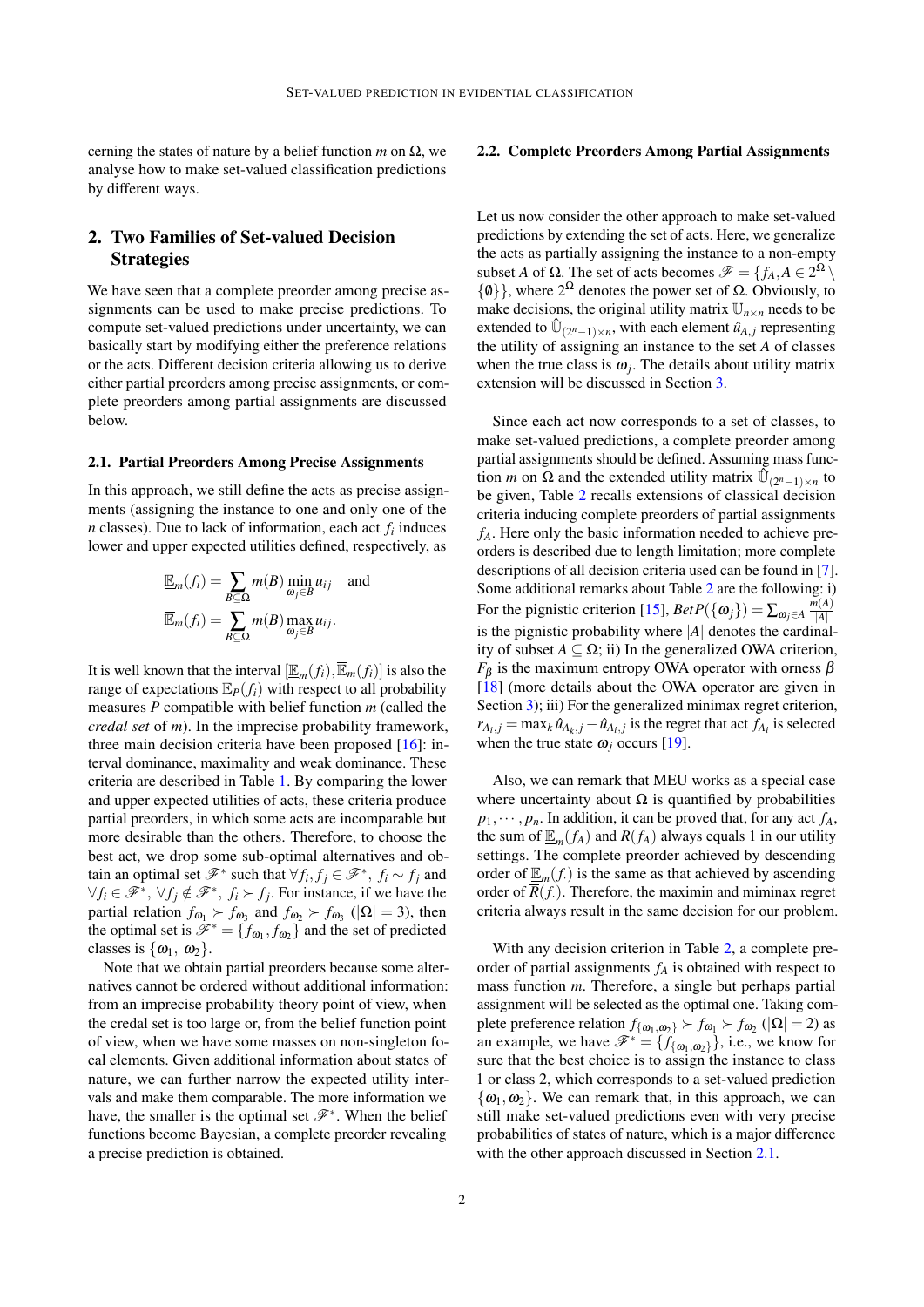cerning the states of nature by a belief function $m$ on $\Omega$, we analyse how to make set-valued classification predictions by different ways.

## 2. Two Families of Set-valued Decision Strategies

We have seen that a complete preorder among precise assignments can be used to make precise predictions. To compute set-valued predictions under uncertainty, we can basically start by modifying either the preference relations or the acts. Different decision criteria allowing us to derive either partial preorders among precise assignments, or complete preorders among partial assignments are discussed below.

### 2.1. Partial Preorders Among Precise Assignments

In this approach, we still define the acts as precise assignments (assigning the instance to one and only one of the $n$ classes). Due to lack of information, each act $f_i$ induces lower and upper expected utilities defined, respectively, as

$$\underline{\mathbb{E}}_m(f_i) = \sum_{B \subseteq \Omega} m(B) \min_{\omega_j \in B} u_{ij} \quad \text{and}$$

$$\overline{\mathbb{E}}_m(f_i) = \sum_{B \subseteq \Omega} m(B) \max_{\omega_j \in B} u_{ij}.$$

It is well known that the interval $[\underline{\mathbb{E}}_m(f_i), \overline{\mathbb{E}}_m(f_i)]$ is also the range of expectations $\mathbb{E}_P(f_i)$ with respect to all probability measures $P$ compatible with belief function $m$ (called the *credal set* of $m$). In the imprecise probability framework, three main decision criteria have been proposed [16]: interval dominance, maximality and weak dominance. These criteria are described in Table 1. By comparing the lower and upper expected utilities of acts, these criteria produce partial preorders, in which some acts are incomparable but more desirable than the others. Therefore, to choose the best act, we drop some sub-optimal alternatives and obtain an optimal set $\mathscr{F}^*$ such that $\forall f_i, f_j \in \mathscr{F}^*$, $f_i \sim f_j$ and $\forall f_i \in \mathscr{F}^*$, $\forall f_j \notin \mathscr{F}^*$, $f_i \succ f_j$. For instance, if we have the partial relation $f_{\omega_1} \succ f_{\omega_3}$ and $f_{\omega_2} \succ f_{\omega_3}$ ($|\Omega| = 3$), then the optimal set is $\mathscr{F}^* = \{f_{\omega_1}, f_{\omega_2}\}$ and the set of predicted classes is $\{\omega_1, \omega_2\}$.

Note that we obtain partial preorders because some alternatives cannot be ordered without additional information: from an imprecise probability theory point of view, when the credal set is too large or, from the belief function point of view, when we have some masses on non-singleton focal elements. Given additional information about states of nature, we can further narrow the expected utility intervals and make them comparable. The more information we have, the smaller is the optimal set $\mathscr{F}^*$. When the belief functions become Bayesian, a complete preorder revealing a precise prediction is obtained.

### 2.2. Complete Preorders Among Partial Assignments

Let us now consider the other approach to make set-valued predictions by extending the set of acts. Here, we generalize the acts as partially assigning the instance to a non-empty subset $A$ of $\Omega$. The set of acts becomes $\mathscr{F} = \{f_A, A \in 2^\Omega \setminus \{\emptyset\}\}$, where $2^\Omega$ denotes the power set of $\Omega$. Obviously, to make decisions, the original utility matrix $\mathbb{U}_{n\times n}$ needs to be extended to $\hat{\mathbb{U}}_{(2^n-1)\times n}$, with each element $\hat{u}_{A,j}$ representing the utility of assigning an instance to the set $A$ of classes when the true class is $\omega_j$. The details about utility matrix extension will be discussed in Section 3.

Since each act now corresponds to a set of classes, to make set-valued predictions, a complete preorder among partial assignments should be defined. Assuming mass function $m$ on $\Omega$ and the extended utility matrix $\hat{\mathbb{U}}_{(2^n-1)\times n}$ to be given, Table 2 recalls extensions of classical decision criteria inducing complete preorders of partial assignments $f_A$. Here only the basic information needed to achieve preorders is described due to length limitation; more complete descriptions of all decision criteria used can be found in [7]. Some additional remarks about Table 2 are the following: i) For the pignistic criterion [15], $BetP(\{\omega_j\}) = \sum_{\omega_j \in A} \frac{m(A)}{|A|}$ is the pignistic probability where $|A|$ denotes the cardinality of subset $A \subseteq \Omega$; ii) In the generalized OWA criterion, $F_\beta$ is the maximum entropy OWA operator with orness $\beta$ [18] (more details about the OWA operator are given in Section 3); iii) For the generalized minimax regret criterion, $r_{A_i,j} = \max_k \hat{u}_{A_k,j} - \hat{u}_{A_i,j}$ is the regret that act $f_{A_i}$ is selected when the true state $\omega_j$ occurs [19].

Also, we can remark that MEU works as a special case where uncertainty about $\Omega$ is quantified by probabilities $p_1, \cdots, p_n$. In addition, it can be proved that, for any act $f_A$, the sum of $\underline{\mathbb{E}}_m(f_A)$ and $\overline{R}(f_A)$ always equals 1 in our utility settings. The complete preorder achieved by descending order of $\underline{\mathbb{E}}_m(f_.)$ is the same as that achieved by ascending order of $\overline{R}(f_.)$. Therefore, the maximin and miminax regret criteria always result in the same decision for our problem.

With any decision criterion in Table 2, a complete preorder of partial assignments $f_A$ is obtained with respect to mass function $m$. Therefore, a single but perhaps partial assignment will be selected as the optimal one. Taking complete preference relation $f_{\{\omega_1,\omega_2\}} \succ f_{\omega_1} \succ f_{\omega_2}$ ($|\Omega| = 2$) as an example, we have $\mathscr{F}^* = \{f_{\{\omega_1,\omega_2\}}\}$, i.e., we know for sure that the best choice is to assign the instance to class 1 or class 2, which corresponds to a set-valued prediction $\{\omega_1, \omega_2\}$. We can remark that, in this approach, we can still make set-valued predictions even with very precise probabilities of states of nature, which is a major difference with the other approach discussed in Section 2.1.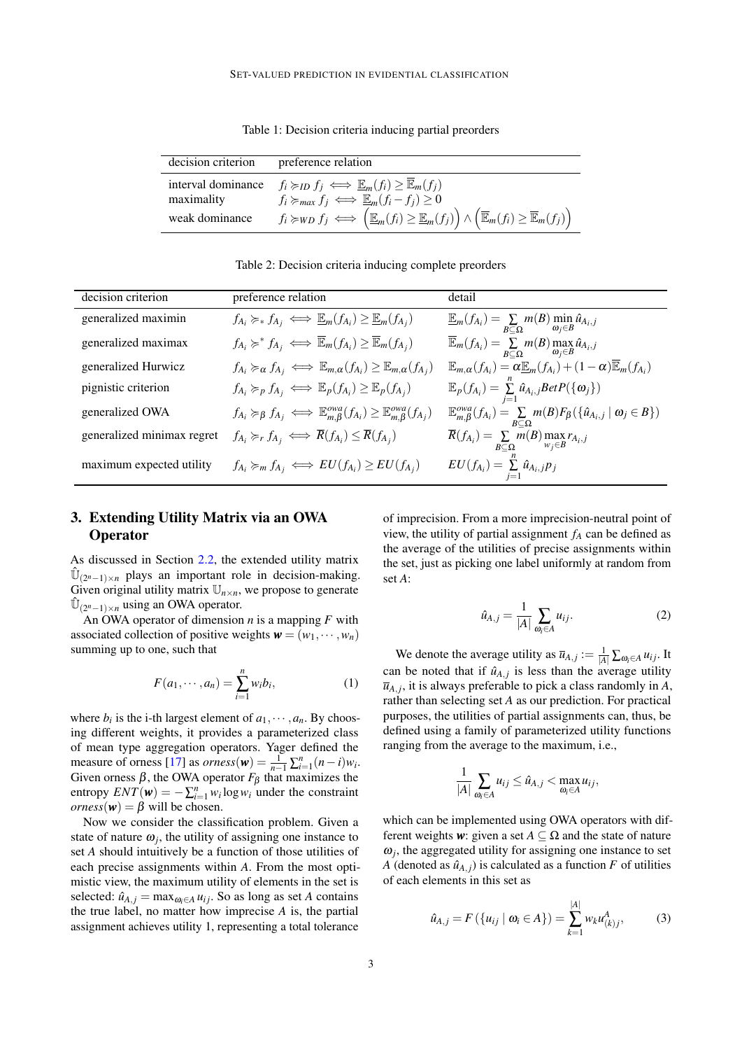Table 1: Decision criteria inducing partial preorders

| decision criterion | preference relation |
| --- | --- |
| interval dominance | $f_i \succcurlyeq_{ID} f_j \iff \underline{\mathbb{E}}_m(f_i) \geq \overline{\mathbb{E}}_m(f_j)$ |
| maximality | $f_i \succcurlyeq_{max} f_j \iff \underline{\mathbb{E}}_m(f_i - f_j) \geq 0$ |
| weak dominance | $f_i \succcurlyeq_{WD} f_j \iff \left(\underline{\mathbb{E}}_m(f_i) \geq \underline{\mathbb{E}}_m(f_j)\right) \wedge \left(\overline{\mathbb{E}}_m(f_i) \geq \overline{\mathbb{E}}_m(f_j)\right)$ |

Table 2: Decision criteria inducing complete preorders

| decision criterion | preference relation | detail |
| --- | --- | --- |
| generalized maximin | $f_{A_i} \succcurlyeq_* f_{A_j} \iff \underline{\mathbb{E}}_m(f_{A_i}) \geq \underline{\mathbb{E}}_m(f_{A_j})$ | $\underline{\mathbb{E}}_m(f_{A_i}) = \sum_{B \subseteq \Omega} m(B) \min_{\omega_j \in B} \hat{u}_{A_i,j}$ |
| generalized maximax | $f_{A_i} \succcurlyeq^* f_{A_j} \iff \overline{\mathbb{E}}_m(f_{A_i}) \geq \overline{\mathbb{E}}_m(f_{A_j})$ | $\overline{\mathbb{E}}_m(f_{A_i}) = \sum_{B \subseteq \Omega} m(B) \max_{\omega_j \in B} \hat{u}_{A_i,j}$ |
| generalized Hurwicz | $f_{A_i} \succcurlyeq_\alpha f_{A_j} \iff \mathbb{E}_{m,\alpha}(f_{A_i}) \geq \mathbb{E}_{m,\alpha}(f_{A_j})$ | $\mathbb{E}_{m,\alpha}(f_{A_i}) = \alpha \underline{\mathbb{E}}_m(f_{A_i}) + (1-\alpha)\overline{\mathbb{E}}_m(f_{A_i})$ |
| pignistic criterion | $f_{A_i} \succcurlyeq_p f_{A_j} \iff \mathbb{E}_p(f_{A_i}) \geq \mathbb{E}_p(f_{A_j})$ | $\mathbb{E}_p(f_{A_i}) = \sum_{j=1}^{n} \hat{u}_{A_i,j} BetP(\{\omega_j\})$ |
| generalized OWA | $f_{A_i} \succcurlyeq_\beta f_{A_j} \iff \mathbb{E}^{owa}_{m,\beta}(f_{A_i}) \geq \mathbb{E}^{owa}_{m,\beta}(f_{A_j})$ | $\mathbb{E}^{owa}_{m,\beta}(f_{A_i}) = \sum_{B \subseteq \Omega} m(B) F_\beta(\{\hat{u}_{A_i,j} \mid \omega_j \in B\})$ |
| generalized minimax regret | $f_{A_i} \succcurlyeq_r f_{A_j} \iff \overline{R}(f_{A_i}) \leq \overline{R}(f_{A_j})$ | $\overline{R}(f_{A_i}) = \sum_{B \subseteq \Omega} m(B) \max_{w_j \in B} r_{A_i,j}$ |
| maximum expected utility | $f_{A_i} \succcurlyeq_m f_{A_j} \iff EU(f_{A_i}) \geq EU(f_{A_j})$ | $EU(f_{A_i}) = \sum_{j=1}^{n} \hat{u}_{A_i,j} p_j$ |

## 3. Extending Utility Matrix via an OWA Operator

As discussed in Section 2.2, the extended utility matrix $\hat{\mathbb{U}}_{(2^n-1)\times n}$ plays an important role in decision-making. Given original utility matrix $\mathbb{U}_{n\times n}$, we propose to generate $\hat{\mathbb{U}}_{(2^n-1)\times n}$ using an OWA operator.

An OWA operator of dimension $n$ is a mapping $F$ with associated collection of positive weights $\boldsymbol{w} = (w_1, \cdots, w_n)$ summing up to one, such that

$$F(a_1, \cdots, a_n) = \sum_{i=1}^{n} w_i b_i, \tag{1}$$

where $b_i$ is the i-th largest element of $a_1, \cdots, a_n$. By choosing different weights, it provides a parameterized class of mean type aggregation operators. Yager defined the measure of orness [17] as $orness(\boldsymbol{w}) = \frac{1}{n-1}\sum_{i=1}^{n}(n-i)w_i$. Given orness $\beta$, the OWA operator $F_\beta$ that maximizes the entropy $ENT(\boldsymbol{w}) = -\sum_{i=1}^{n} w_i \log w_i$ under the constraint $orness(\boldsymbol{w}) = \beta$ will be chosen.

Now we consider the classification problem. Given a state of nature $\omega_j$, the utility of assigning one instance to set $A$ should intuitively be a function of those utilities of each precise assignments within $A$. From the most optimistic view, the maximum utility of elements in the set is selected: $\hat{u}_{A,j} = \max_{\omega_i \in A} u_{ij}$. So as long as set $A$ contains the true label, no matter how imprecise $A$ is, the partial assignment achieves utility 1, representing a total tolerance of imprecision. From a more imprecision-neutral point of view, the utility of partial assignment $f_A$ can be defined as the average of the utilities of precise assignments within the set, just as picking one label uniformly at random from set $A$:

$$\hat{u}_{A,j} = \frac{1}{|A|} \sum_{\omega_i \in A} u_{ij}. \tag{2}$$

We denote the average utility as $\overline{u}_{A,j} := \frac{1}{|A|}\sum_{\omega_i \in A} u_{ij}$. It can be noted that if $\hat{u}_{A,j}$ is less than the average utility $\overline{u}_{A,j}$, it is always preferable to pick a class randomly in $A$, rather than selecting set $A$ as our prediction. For practical purposes, the utilities of partial assignments can, thus, be defined using a family of parameterized utility functions ranging from the average to the maximum, i.e.,

$$\frac{1}{|A|} \sum_{\omega_i \in A} u_{ij} \leq \hat{u}_{A,j} < \max_{\omega_i \in A} u_{ij},$$

which can be implemented using OWA operators with different weights $\boldsymbol{w}$: given a set $A \subseteq \Omega$ and the state of nature $\omega_j$, the aggregated utility for assigning one instance to set $A$ (denoted as $\hat{u}_{A,j}$) is calculated as a function $F$ of utilities of each elements in this set as

$$\hat{u}_{A,j} = F\left(\{u_{ij} \mid \omega_i \in A\}\right) = \sum_{k=1}^{|A|} w_k u^A_{(k)j}, \tag{3}$$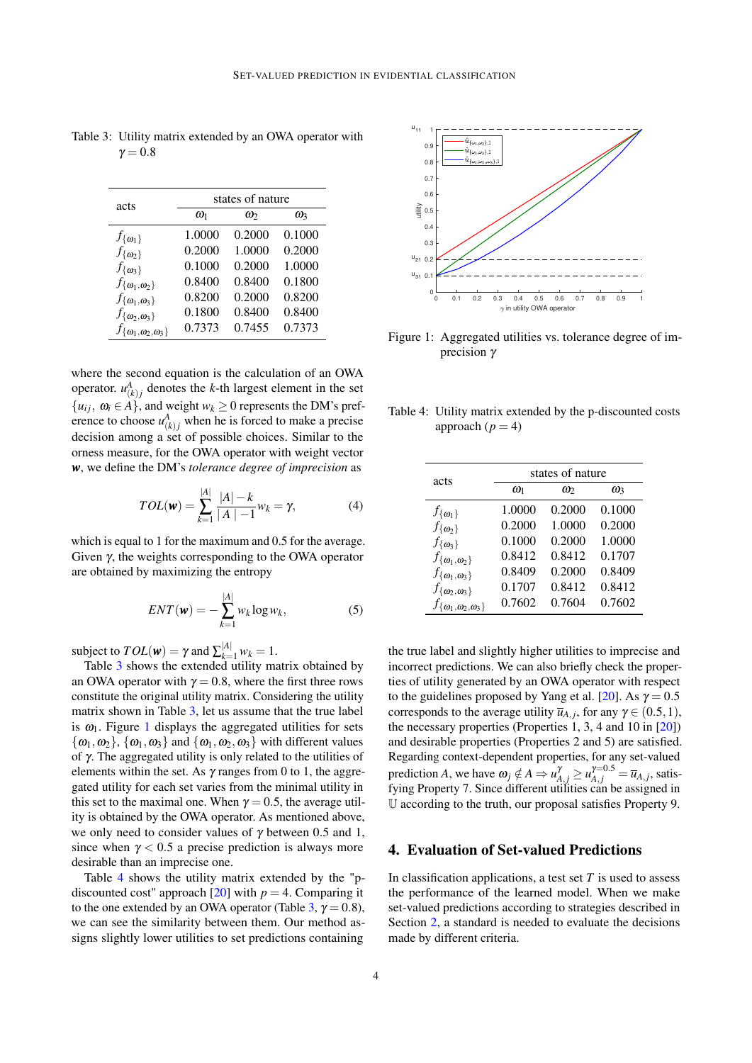Table 3: Utility matrix extended by an OWA operator with $\gamma = 0.8$

| acts | states of nature | | |
|---|---|---|---|
| | $\omega_1$ | $\omega_2$ | $\omega_3$ |
| $f_{\{\omega_1\}}$ | 1.0000 | 0.2000 | 0.1000 |
| $f_{\{\omega_2\}}$ | 0.2000 | 1.0000 | 0.2000 |
| $f_{\{\omega_3\}}$ | 0.1000 | 0.2000 | 1.0000 |
| $f_{\{\omega_1,\omega_2\}}$ | 0.8400 | 0.8400 | 0.1800 |
| $f_{\{\omega_1,\omega_3\}}$ | 0.8200 | 0.2000 | 0.8200 |
| $f_{\{\omega_2,\omega_3\}}$ | 0.1800 | 0.8400 | 0.8400 |
| $f_{\{\omega_1,\omega_2,\omega_3\}}$ | 0.7373 | 0.7455 | 0.7373 |

where the second equation is the calculation of an OWA operator. $u^A_{(k)j}$ denotes the $k$-th largest element in the set $\{u_{ij},\ \omega_i \in A\}$, and weight $w_k \geq 0$ represents the DM's preference to choose $u^A_{(k)j}$ when he is forced to make a precise decision among a set of possible choices. Similar to the orness measure, for the OWA operator with weight vector $\boldsymbol{w}$, we define the DM's *tolerance degree of imprecision* as

$$TOL(\boldsymbol{w}) = \sum_{k=1}^{|A|} \frac{|A|-k}{|A|-1} w_k = \gamma, \tag{4}$$

which is equal to 1 for the maximum and 0.5 for the average. Given $\gamma$, the weights corresponding to the OWA operator are obtained by maximizing the entropy

$$ENT(\boldsymbol{w}) = -\sum_{k=1}^{|A|} w_k \log w_k, \tag{5}$$

subject to $TOL(\boldsymbol{w}) = \gamma$ and $\sum_{k=1}^{|A|} w_k = 1$.

Table 3 shows the extended utility matrix obtained by an OWA operator with $\gamma = 0.8$, where the first three rows constitute the original utility matrix. Considering the utility matrix shown in Table 3, let us assume that the true label is $\omega_1$. Figure 1 displays the aggregated utilities for sets $\{\omega_1, \omega_2\}$, $\{\omega_1, \omega_3\}$ and $\{\omega_1, \omega_2, \omega_3\}$ with different values of $\gamma$. The aggregated utility is only related to the utilities of elements within the set. As $\gamma$ ranges from 0 to 1, the aggregated utility for each set varies from the minimal utility in this set to the maximal one. When $\gamma = 0.5$, the average utility is obtained by the OWA operator. As mentioned above, we only need to consider values of $\gamma$ between 0.5 and 1, since when $\gamma < 0.5$ a precise prediction is always more desirable than an imprecise one.

Table 4 shows the utility matrix extended by the "p-discounted cost" approach [20] with $p = 4$. Comparing it to the one extended by an OWA operator (Table 3, $\gamma = 0.8$), we can see the similarity between them. Our method assigns slightly lower utilities to set predictions containing the true label and slightly higher utilities to imprecise and incorrect predictions. We can also briefly check the properties of utility generated by an OWA operator with respect to the guidelines proposed by Yang et al. [20]. As $\gamma = 0.5$ corresponds to the average utility $\overline{u}_{A,j}$, for any $\gamma \in (0.5, 1)$, the necessary properties (Properties 1, 3, 4 and 10 in [20]) and desirable properties (Properties 2 and 5) are satisfied. Regarding context-dependent properties, for any set-valued prediction $A$, we have $\omega_j \notin A \Rightarrow u^{\gamma}_{A,j} \geq u^{\gamma=0.5}_{A,j} = \overline{u}_{A,j}$, satisfying Property 7. Since different utilities can be assigned in $\mathbb{U}$ according to the truth, our proposal satisfies Property 9.

Figure 1: Aggregated utilities vs. tolerance degree of imprecision $\gamma$

Table 4: Utility matrix extended by the p-discounted costs approach ($p = 4$)

| acts | states of nature | | |
|---|---|---|---|
| | $\omega_1$ | $\omega_2$ | $\omega_3$ |
| $f_{\{\omega_1\}}$ | 1.0000 | 0.2000 | 0.1000 |
| $f_{\{\omega_2\}}$ | 0.2000 | 1.0000 | 0.2000 |
| $f_{\{\omega_3\}}$ | 0.1000 | 0.2000 | 1.0000 |
| $f_{\{\omega_1,\omega_2\}}$ | 0.8412 | 0.8412 | 0.1707 |
| $f_{\{\omega_1,\omega_3\}}$ | 0.8409 | 0.2000 | 0.8409 |
| $f_{\{\omega_2,\omega_3\}}$ | 0.1707 | 0.8412 | 0.8412 |
| $f_{\{\omega_1,\omega_2,\omega_3\}}$ | 0.7602 | 0.7604 | 0.7602 |

## 4. Evaluation of Set-valued Predictions

In classification applications, a test set $T$ is used to assess the performance of the learned model. When we make set-valued predictions according to strategies described in Section 2, a standard is needed to evaluate the decisions made by different criteria.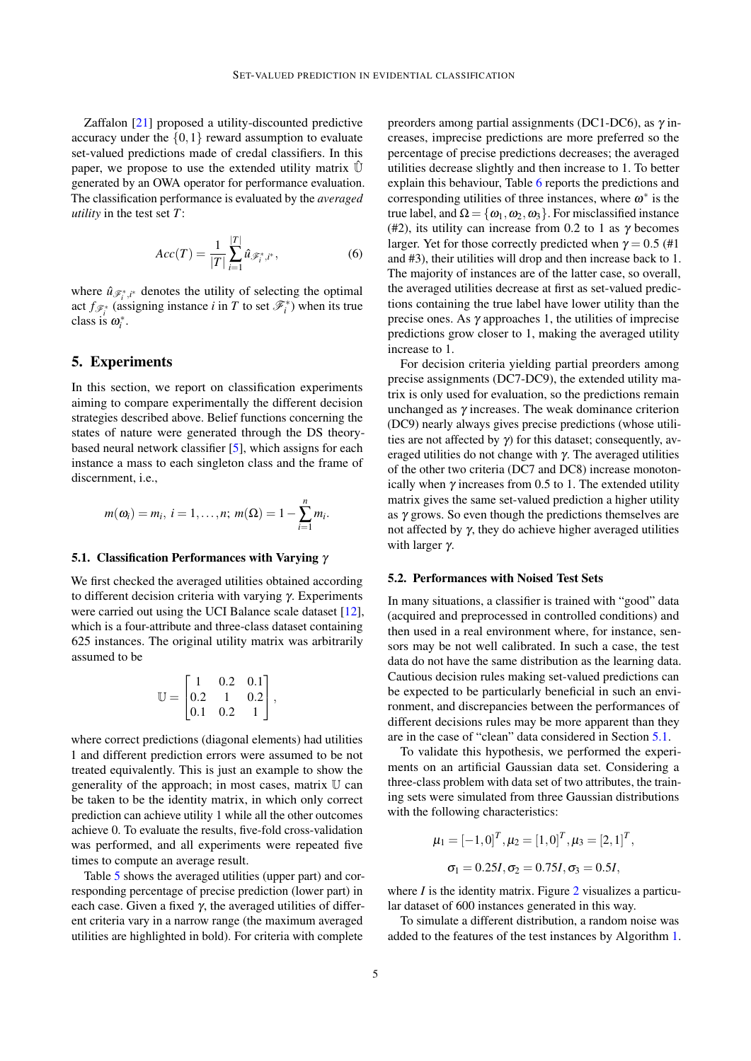Zaffalon [21] proposed a utility-discounted predictive accuracy under the $\{0,1\}$ reward assumption to evaluate set-valued predictions made of credal classifiers. In this paper, we propose to use the extended utility matrix $\hat{\mathbb{U}}$ generated by an OWA operator for performance evaluation. The classification performance is evaluated by the *averaged utility* in the test set $T$:

$$Acc(T) = \frac{1}{|T|}\sum_{i=1}^{|T|} \hat{u}_{\mathscr{F}_i^*, i^*}, \tag{6}$$

where $\hat{u}_{\mathscr{F}_i^*, i^*}$ denotes the utility of selecting the optimal act $f_{\mathscr{F}_i^*}$ (assigning instance $i$ in $T$ to set $\mathscr{F}_i^*$) when its true class is $\omega_i^*$.

## 5. Experiments

In this section, we report on classification experiments aiming to compare experimentally the different decision strategies described above. Belief functions concerning the states of nature were generated through the DS theory-based neural network classifier [5], which assigns for each instance a mass to each singleton class and the frame of discernment, i.e.,

$$m(\omega_i) = m_i,\ i = 1, \ldots, n;\ m(\Omega) = 1 - \sum_{i=1}^{n} m_i.$$

### 5.1. Classification Performances with Varying $\gamma$

We first checked the averaged utilities obtained according to different decision criteria with varying $\gamma$. Experiments were carried out using the UCI Balance scale dataset [12], which is a four-attribute and three-class dataset containing 625 instances. The original utility matrix was arbitrarily assumed to be

$$\mathbb{U} = \begin{bmatrix} 1 & 0.2 & 0.1 \\ 0.2 & 1 & 0.2 \\ 0.1 & 0.2 & 1 \end{bmatrix},$$

where correct predictions (diagonal elements) had utilities 1 and different prediction errors were assumed to be not treated equivalently. This is just an example to show the generality of the approach; in most cases, matrix $\mathbb{U}$ can be taken to be the identity matrix, in which only correct prediction can achieve utility 1 while all the other outcomes achieve 0. To evaluate the results, five-fold cross-validation was performed, and all experiments were repeated five times to compute an average result.

Table 5 shows the averaged utilities (upper part) and corresponding percentage of precise prediction (lower part) in each case. Given a fixed $\gamma$, the averaged utilities of different criteria vary in a narrow range (the maximum averaged utilities are highlighted in bold). For criteria with complete preorders among partial assignments (DC1-DC6), as $\gamma$ increases, imprecise predictions are more preferred so the percentage of precise predictions decreases; the averaged utilities decrease slightly and then increase to 1. To better explain this behaviour, Table 6 reports the predictions and corresponding utilities of three instances, where $\omega^*$ is the true label, and $\Omega = \{\omega_1, \omega_2, \omega_3\}$. For misclassified instance (#2), its utility can increase from 0.2 to 1 as $\gamma$ becomes larger. Yet for those correctly predicted when $\gamma = 0.5$ (#1 and #3), their utilities will drop and then increase back to 1. The majority of instances are of the latter case, so overall, the averaged utilities decrease at first as set-valued predictions containing the true label have lower utility than the precise ones. As $\gamma$ approaches 1, the utilities of imprecise predictions grow closer to 1, making the averaged utility increase to 1.

For decision criteria yielding partial preorders among precise assignments (DC7-DC9), the extended utility matrix is only used for evaluation, so the predictions remain unchanged as $\gamma$ increases. The weak dominance criterion (DC9) nearly always gives precise predictions (whose utilities are not affected by $\gamma$) for this dataset; consequently, averaged utilities do not change with $\gamma$. The averaged utilities of the other two criteria (DC7 and DC8) increase monotonically when $\gamma$ increases from 0.5 to 1. The extended utility matrix gives the same set-valued prediction a higher utility as $\gamma$ grows. So even though the predictions themselves are not affected by $\gamma$, they do achieve higher averaged utilities with larger $\gamma$.

### 5.2. Performances with Noised Test Sets

In many situations, a classifier is trained with "good" data (acquired and preprocessed in controlled conditions) and then used in a real environment where, for instance, sensors may be not well calibrated. In such a case, the test data do not have the same distribution as the learning data. Cautious decision rules making set-valued predictions can be expected to be particularly beneficial in such an environment, and discrepancies between the performances of different decisions rules may be more apparent than they are in the case of "clean" data considered in Section 5.1.

To validate this hypothesis, we performed the experiments on an artificial Gaussian data set. Considering a three-class problem with data set of two attributes, the training sets were simulated from three Gaussian distributions with the following characteristics:

$$\mu_1 = [-1, 0]^T, \mu_2 = [1, 0]^T, \mu_3 = [2, 1]^T,$$

$$\sigma_1 = 0.25I, \sigma_2 = 0.75I, \sigma_3 = 0.5I,$$

where $I$ is the identity matrix. Figure 2 visualizes a particular dataset of 600 instances generated in this way.

To simulate a different distribution, a random noise was added to the features of the test instances by Algorithm 1.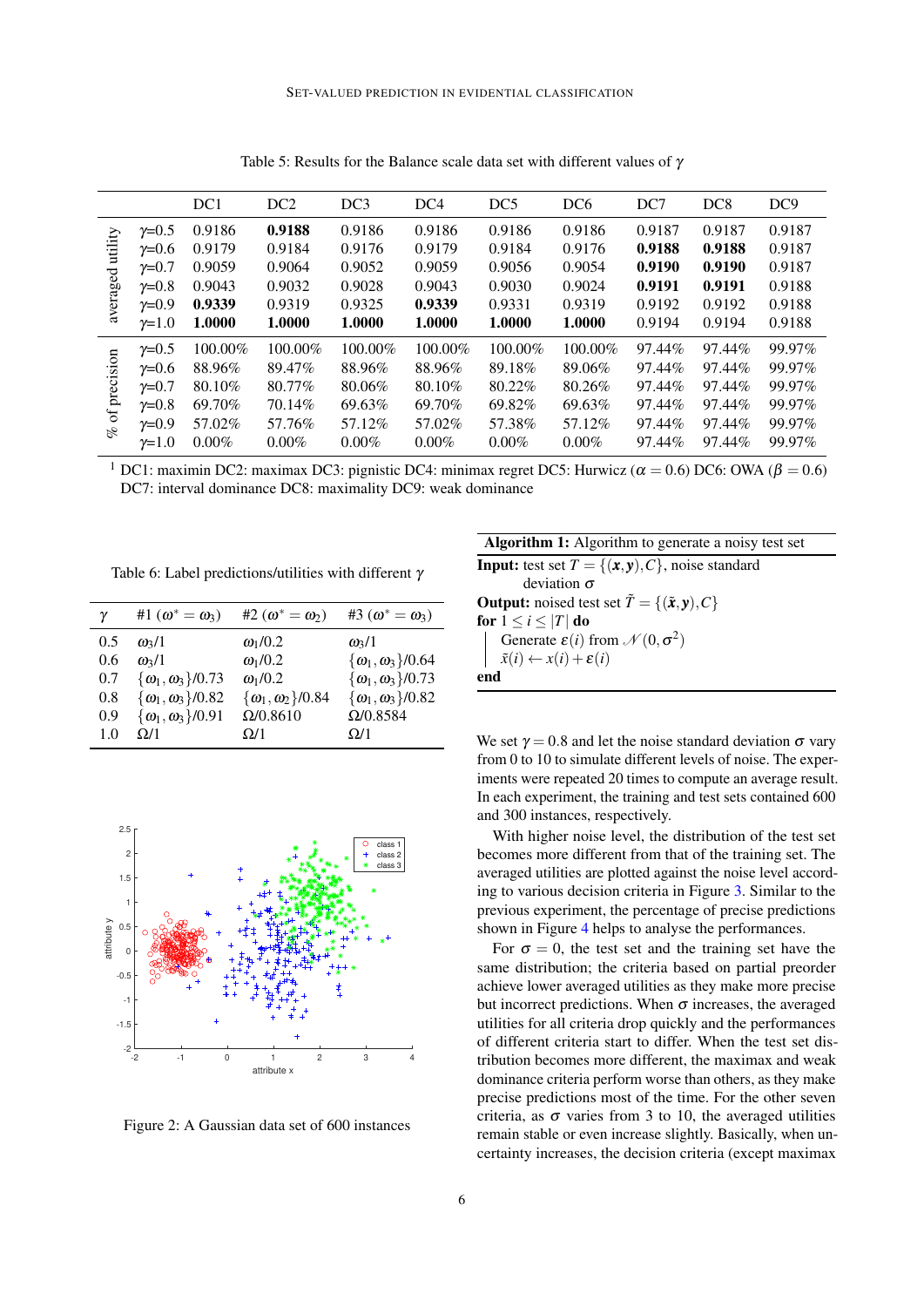Table 5: Results for the Balance scale data set with different values of $\gamma$

| | | DC1 | DC2 | DC3 | DC4 | DC5 | DC6 | DC7 | DC8 | DC9 |
|---|---|---|---|---|---|---|---|---|---|---|
| averaged utility | $\gamma$=0.5 | 0.9186 | **0.9188** | 0.9186 | 0.9186 | 0.9186 | 0.9186 | 0.9187 | 0.9187 | 0.9187 |
| | $\gamma$=0.6 | 0.9179 | 0.9184 | 0.9176 | 0.9179 | 0.9184 | 0.9176 | **0.9188** | **0.9188** | 0.9187 |
| | $\gamma$=0.7 | 0.9059 | 0.9064 | 0.9052 | 0.9059 | 0.9056 | 0.9054 | **0.9190** | **0.9190** | 0.9187 |
| | $\gamma$=0.8 | 0.9043 | 0.9032 | 0.9028 | 0.9043 | 0.9030 | 0.9024 | **0.9191** | **0.9191** | 0.9188 |
| | $\gamma$=0.9 | **0.9339** | 0.9319 | 0.9325 | **0.9339** | 0.9331 | 0.9319 | 0.9192 | 0.9192 | 0.9188 |
| | $\gamma$=1.0 | **1.0000** | **1.0000** | **1.0000** | **1.0000** | **1.0000** | **1.0000** | 0.9194 | 0.9194 | 0.9188 |
| % of precision | $\gamma$=0.5 | 100.00% | 100.00% | 100.00% | 100.00% | 100.00% | 100.00% | 97.44% | 97.44% | 99.97% |
| | $\gamma$=0.6 | 88.96% | 89.47% | 88.96% | 88.96% | 89.18% | 89.06% | 97.44% | 97.44% | 99.97% |
| | $\gamma$=0.7 | 80.10% | 80.77% | 80.06% | 80.10% | 80.22% | 80.26% | 97.44% | 97.44% | 99.97% |
| | $\gamma$=0.8 | 69.70% | 70.14% | 69.63% | 69.70% | 69.82% | 69.63% | 97.44% | 97.44% | 99.97% |
| | $\gamma$=0.9 | 57.02% | 57.76% | 57.12% | 57.02% | 57.38% | 57.12% | 97.44% | 97.44% | 99.97% |
| | $\gamma$=1.0 | 0.00% | 0.00% | 0.00% | 0.00% | 0.00% | 0.00% | 97.44% | 97.44% | 99.97% |

[1] DC1: maximin DC2: maximax DC3: pignistic DC4: minimax regret DC5: Hurwicz ($\alpha = 0.6$) DC6: OWA ($\beta = 0.6$) DC7: interval dominance DC8: maximality DC9: weak dominance

Table 6: Label predictions/utilities with different $\gamma$

| $\gamma$ | #1 ($\omega^* = \omega_3$) | #2 ($\omega^* = \omega_2$) | #3 ($\omega^* = \omega_3$) |
|---|---|---|---|
| 0.5 | $\omega_3$/1 | $\omega_1$/0.2 | $\omega_3$/1 |
| 0.6 | $\omega_3$/1 | $\omega_1$/0.2 | $\{\omega_1, \omega_3\}$/0.64 |
| 0.7 | $\{\omega_1, \omega_3\}$/0.73 | $\omega_1$/0.2 | $\{\omega_1, \omega_3\}$/0.73 |
| 0.8 | $\{\omega_1, \omega_3\}$/0.82 | $\{\omega_1, \omega_2\}$/0.84 | $\{\omega_1, \omega_3\}$/0.82 |
| 0.9 | $\{\omega_1, \omega_3\}$/0.91 | $\Omega$/0.8610 | $\Omega$/0.8584 |
| 1.0 | $\Omega$/1 | $\Omega$/1 | $\Omega$/1 |

Figure 2: A Gaussian data set of 600 instances

**Algorithm 1:** Algorithm to generate a noisy test set

**Input:** test set $T = \{(\boldsymbol{x}, \boldsymbol{y}), C\}$, noise standard deviation $\sigma$
**Output:** noised test set $\tilde{T} = \{(\tilde{\boldsymbol{x}}, \boldsymbol{y}), C\}$
**for** $1 \leq i \leq |T|$ **do**
  Generate $\varepsilon(i)$ from $\mathcal{N}(0, \sigma^2)$
  $\tilde{x}(i) \leftarrow x(i) + \varepsilon(i)$
**end**

We set $\gamma = 0.8$ and let the noise standard deviation $\sigma$ vary from 0 to 10 to simulate different levels of noise. The experiments were repeated 20 times to compute an average result. In each experiment, the training and test sets contained 600 and 300 instances, respectively.

With higher noise level, the distribution of the test set becomes more different from that of the training set. The averaged utilities are plotted against the noise level according to various decision criteria in Figure 3. Similar to the previous experiment, the percentage of precise predictions shown in Figure 4 helps to analyse the performances.

For $\sigma = 0$, the test set and the training set have the same distribution; the criteria based on partial preorder achieve lower averaged utilities as they make more precise but incorrect predictions. When $\sigma$ increases, the averaged utilities for all criteria drop quickly and the performances of different criteria start to differ. When the test set distribution becomes more different, the maximax and weak dominance criteria perform worse than others, as they make precise predictions most of the time. For the other seven criteria, as $\sigma$ varies from 3 to 10, the averaged utilities remain stable or even increase slightly. Basically, when uncertainty increases, the decision criteria (except maximax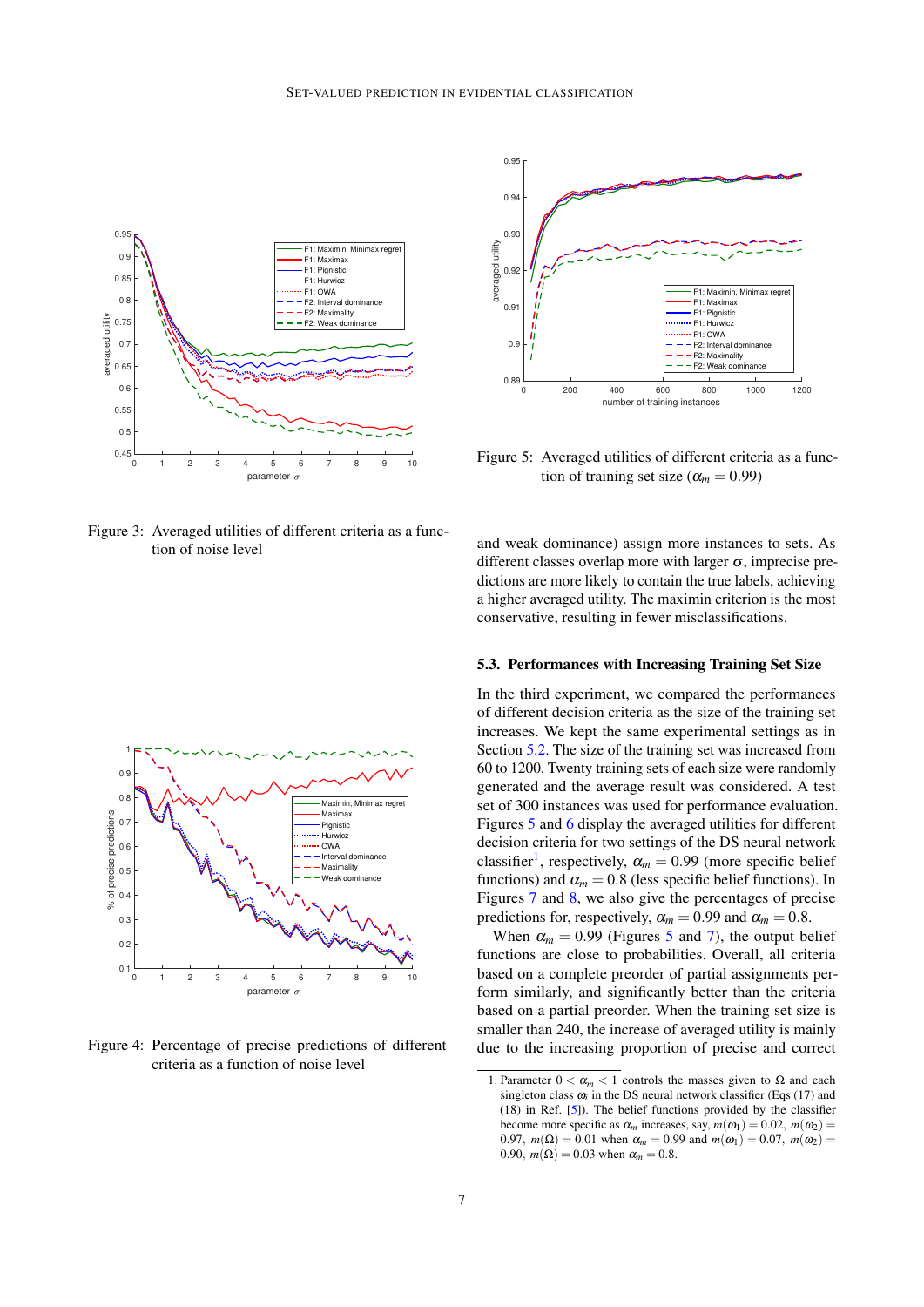Figure 3: Averaged utilities of different criteria as a function of noise level

Figure 4: Percentage of precise predictions of different criteria as a function of noise level

Figure 5: Averaged utilities of different criteria as a function of training set size ($\alpha_m = 0.99$)

and weak dominance) assign more instances to sets. As different classes overlap more with larger $\sigma$, imprecise predictions are more likely to contain the true labels, achieving a higher averaged utility. The maximin criterion is the most conservative, resulting in fewer misclassifications.

### 5.3. Performances with Increasing Training Set Size

In the third experiment, we compared the performances of different decision criteria as the size of the training set increases. We kept the same experimental settings as in Section 5.2. The size of the training set was increased from 60 to 1200. Twenty training sets of each size were randomly generated and the average result was considered. A test set of 300 instances was used for performance evaluation. Figures 5 and 6 display the averaged utilities for different decision criteria for two settings of the DS neural network classifier[1], respectively, $\alpha_m = 0.99$ (more specific belief functions) and $\alpha_m = 0.8$ (less specific belief functions). In Figures 7 and 8, we also give the percentages of precise predictions for, respectively, $\alpha_m = 0.99$ and $\alpha_m = 0.8$.

When $\alpha_m = 0.99$ (Figures 5 and 7), the output belief functions are close to probabilities. Overall, all criteria based on a complete preorder of partial assignments perform similarly, and significantly better than the criteria based on a partial preorder. When the training set size is smaller than 240, the increase of averaged utility is mainly due to the increasing proportion of precise and correct

1. Parameter $0 < \alpha_m < 1$ controls the masses given to $\Omega$ and each singleton class $\omega_i$ in the DS neural network classifier (Eqs (17) and (18) in Ref. [5]). The belief functions provided by the classifier become more specific as $\alpha_m$ increases, say, $m(\omega_1) = 0.02$, $m(\omega_2) = 0.97$, $m(\Omega) = 0.01$ when $\alpha_m = 0.99$ and $m(\omega_1) = 0.07$, $m(\omega_2) = 0.90$, $m(\Omega) = 0.03$ when $\alpha_m = 0.8$.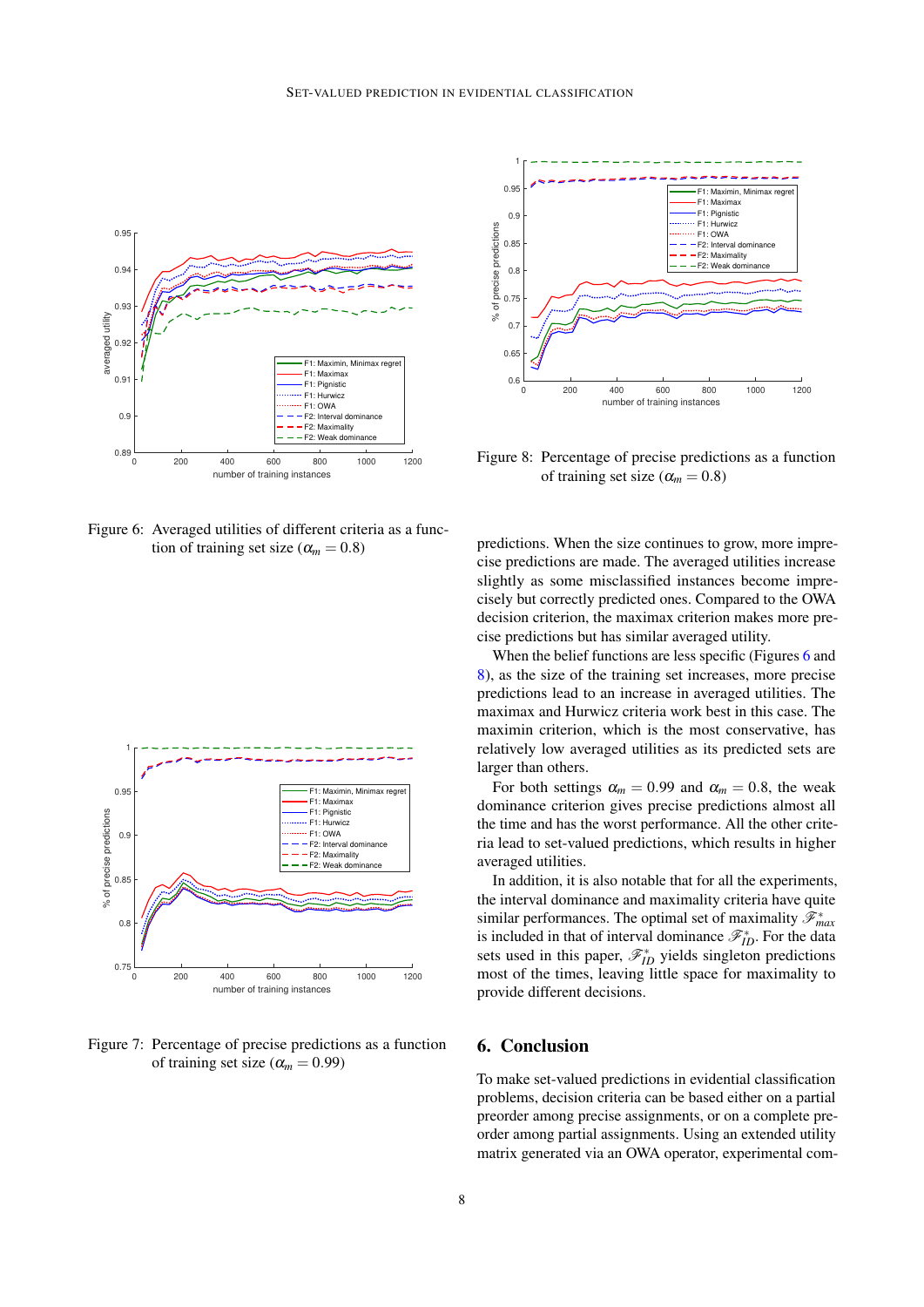Figure 6: Averaged utilities of different criteria as a function of training set size ($\alpha_m = 0.8$)

Figure 7: Percentage of precise predictions as a function of training set size ($\alpha_m = 0.99$)

Figure 8: Percentage of precise predictions as a function of training set size ($\alpha_m = 0.8$)

predictions. When the size continues to grow, more imprecise predictions are made. The averaged utilities increase slightly as some misclassified instances become imprecisely but correctly predicted ones. Compared to the OWA decision criterion, the maximax criterion makes more precise predictions but has similar averaged utility.

When the belief functions are less specific (Figures 6 and 8), as the size of the training set increases, more precise predictions lead to an increase in averaged utilities. The maximax and Hurwicz criteria work best in this case. The maximin criterion, which is the most conservative, has relatively low averaged utilities as its predicted sets are larger than others.

For both settings $\alpha_m = 0.99$ and $\alpha_m = 0.8$, the weak dominance criterion gives precise predictions almost all the time and has the worst performance. All the other criteria lead to set-valued predictions, which results in higher averaged utilities.

In addition, it is also notable that for all the experiments, the interval dominance and maximality criteria have quite similar performances. The optimal set of maximality $\mathscr{F}^*_{max}$ is included in that of interval dominance $\mathscr{F}^*_{ID}$. For the data sets used in this paper, $\mathscr{F}^*_{ID}$ yields singleton predictions most of the times, leaving little space for maximality to provide different decisions.

## 6. Conclusion

To make set-valued predictions in evidential classification problems, decision criteria can be based either on a partial preorder among precise assignments, or on a complete preorder among partial assignments. Using an extended utility matrix generated via an OWA operator, experimental com-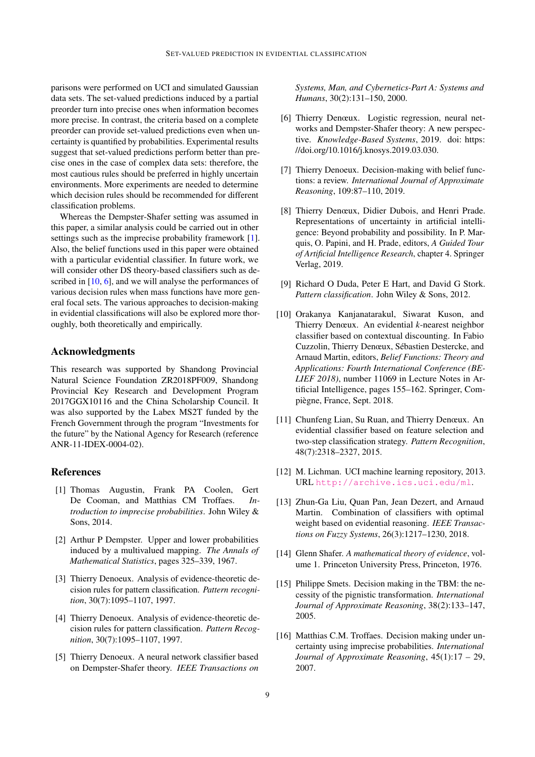parisons were performed on UCI and simulated Gaussian data sets. The set-valued predictions induced by a partial preorder turn into precise ones when information becomes more precise. In contrast, the criteria based on a complete preorder can provide set-valued predictions even when uncertainty is quantified by probabilities. Experimental results suggest that set-valued predictions perform better than precise ones in the case of complex data sets: therefore, the most cautious rules should be preferred in highly uncertain environments. More experiments are needed to determine which decision rules should be recommended for different classification problems.

Whereas the Dempster-Shafer setting was assumed in this paper, a similar analysis could be carried out in other settings such as the imprecise probability framework [1]. Also, the belief functions used in this paper were obtained with a particular evidential classifier. In future work, we will consider other DS theory-based classifiers such as described in [10, 6], and we will analyse the performances of various decision rules when mass functions have more general focal sets. The various approaches to decision-making in evidential classifications will also be explored more thoroughly, both theoretically and empirically.

## Acknowledgments

This research was supported by Shandong Provincial Natural Science Foundation ZR2018PF009, Shandong Provincial Key Research and Development Program 2017GGX10116 and the China Scholarship Council. It was also supported by the Labex MS2T funded by the French Government through the program "Investments for the future" by the National Agency for Research (reference ANR-11-IDEX-0004-02).

## References

[1] Thomas Augustin, Frank PA Coolen, Gert De Cooman, and Matthias CM Troffaes. *Introduction to imprecise probabilities*. John Wiley & Sons, 2014.

[2] Arthur P Dempster. Upper and lower probabilities induced by a multivalued mapping. *The Annals of Mathematical Statistics*, pages 325–339, 1967.

[3] Thierry Denoeux. Analysis of evidence-theoretic decision rules for pattern classification. *Pattern recognition*, 30(7):1095–1107, 1997.

[4] Thierry Denoeux. Analysis of evidence-theoretic decision rules for pattern classification. *Pattern Recognition*, 30(7):1095–1107, 1997.

[5] Thierry Denoeux. A neural network classifier based on Dempster-Shafer theory. *IEEE Transactions on Systems, Man, and Cybernetics-Part A: Systems and Humans*, 30(2):131–150, 2000.

[6] Thierry Denœux. Logistic regression, neural networks and Dempster-Shafer theory: A new perspective. *Knowledge-Based Systems*, 2019. doi: https://doi.org/10.1016/j.knosys.2019.03.030.

[7] Thierry Denoeux. Decision-making with belief functions: a review. *International Journal of Approximate Reasoning*, 109:87–110, 2019.

[8] Thierry Denœux, Didier Dubois, and Henri Prade. Representations of uncertainty in artificial intelligence: Beyond probability and possibility. In P. Marquis, O. Papini, and H. Prade, editors, *A Guided Tour of Artificial Intelligence Research*, chapter 4. Springer Verlag, 2019.

[9] Richard O Duda, Peter E Hart, and David G Stork. *Pattern classification*. John Wiley & Sons, 2012.

[10] Orakanya Kanjanatarakul, Siwarat Kuson, and Thierry Denœux. An evidential *k*-nearest neighbor classifier based on contextual discounting. In Fabio Cuzzolin, Thierry Denœux, Sébastien Destercke, and Arnaud Martin, editors, *Belief Functions: Theory and Applications: Fourth International Conference (BELIEF 2018)*, number 11069 in Lecture Notes in Artificial Intelligence, pages 155–162. Springer, Compiègne, France, Sept. 2018.

[11] Chunfeng Lian, Su Ruan, and Thierry Denœux. An evidential classifier based on feature selection and two-step classification strategy. *Pattern Recognition*, 48(7):2318–2327, 2015.

[12] M. Lichman. UCI machine learning repository, 2013. URL http://archive.ics.uci.edu/ml.

[13] Zhun-Ga Liu, Quan Pan, Jean Dezert, and Arnaud Martin. Combination of classifiers with optimal weight based on evidential reasoning. *IEEE Transactions on Fuzzy Systems*, 26(3):1217–1230, 2018.

[14] Glenn Shafer. *A mathematical theory of evidence*, volume 1. Princeton University Press, Princeton, 1976.

[15] Philippe Smets. Decision making in the TBM: the necessity of the pignistic transformation. *International Journal of Approximate Reasoning*, 38(2):133–147, 2005.

[16] Matthias C.M. Troffaes. Decision making under uncertainty using imprecise probabilities. *International Journal of Approximate Reasoning*, 45(1):17 – 29, 2007.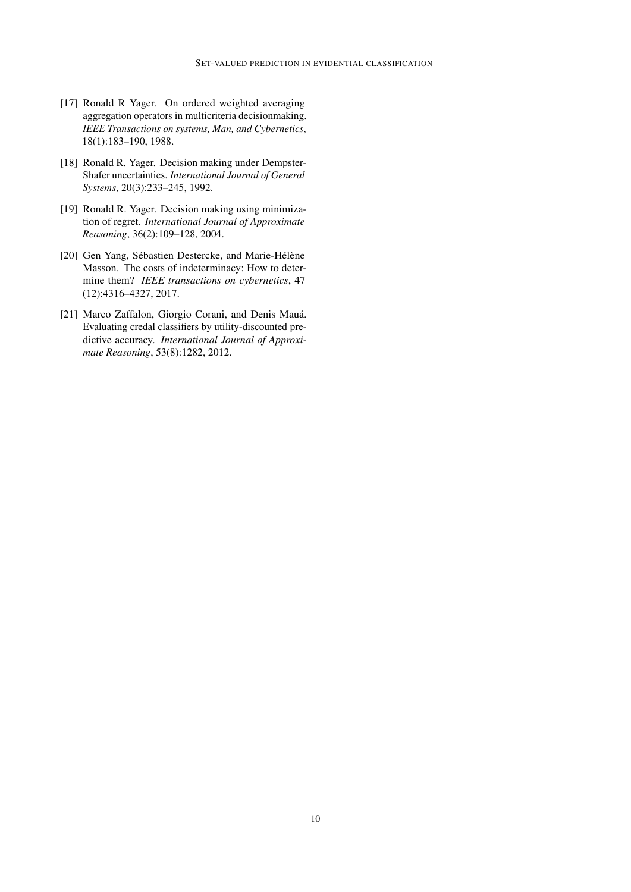[17] Ronald R Yager. On ordered weighted averaging aggregation operators in multicriteria decisionmaking. *IEEE Transactions on systems, Man, and Cybernetics*, 18(1):183–190, 1988.

[18] Ronald R. Yager. Decision making under Dempster-Shafer uncertainties. *International Journal of General Systems*, 20(3):233–245, 1992.

[19] Ronald R. Yager. Decision making using minimization of regret. *International Journal of Approximate Reasoning*, 36(2):109–128, 2004.

[20] Gen Yang, Sébastien Destercke, and Marie-Hélène Masson. The costs of indeterminacy: How to determine them? *IEEE transactions on cybernetics*, 47 (12):4316–4327, 2017.

[21] Marco Zaffalon, Giorgio Corani, and Denis Mauá. Evaluating credal classifiers by utility-discounted predictive accuracy. *International Journal of Approximate Reasoning*, 53(8):1282, 2012.